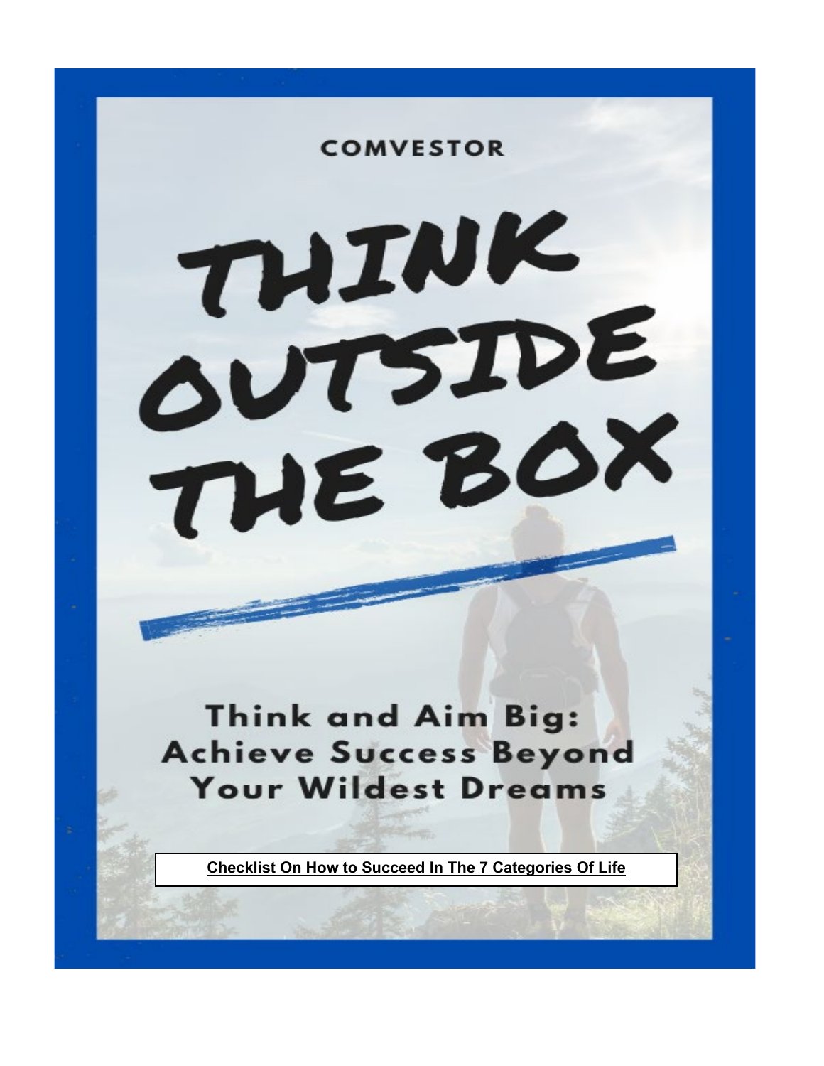COMVESTOR

# THINK OUTSIDE THE BOX

## Think and Aim Big: Achieve Success Beyond Your Wildest Dreams

**Checklist On How to Succeed In The 7 Categories Of Life**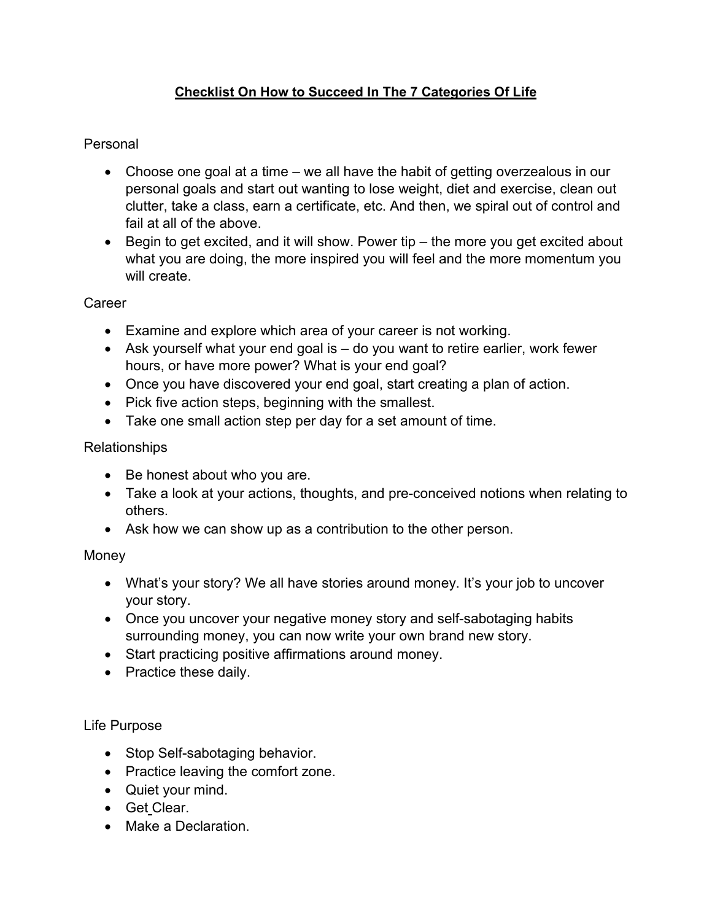# Checklist On How to Succeed In The 7 Categories Of Life

## Personal

- Choose one goal at a time – we all have the habit of getting overzealous in our personal goals and start out wanting to lose weight, diet and exercise, clean out clutter, take a class, earn a certificate, etc. And then, we spiral out of control and fail at all of the above.
- Begin to get excited, and it will show. Power tip – the more you get excited about what you are doing, the more inspired you will feel and the more momentum you will create.

## Career

- Examine and explore which area of your career is not working.
- Ask yourself what your end goal is – do you want to retire earlier, work fewer hours, or have more power? What is your end goal?
- Once you have discovered your end goal, start creating a plan of action.
- Pick five action steps, beginning with the smallest.
- Take one small action step per day for a set amount of time.

## Relationships

- Be honest about who you are.
- Take a look at your actions, thoughts, and pre-conceived notions when relating to others.
- Ask how we can show up as a contribution to the other person.

## Money

- What's your story? We all have stories around money. It's your job to uncover your story.
- Once you uncover your negative money story and self-sabotaging habits surrounding money, you can now write your own brand new story.
- Start practicing positive affirmations around money.
- Practice these daily.

## Life Purpose

- Stop Self-sabotaging behavior.
- Practice leaving the comfort zone.
- Quiet your mind.
- Get Clear.
- Make a Declaration.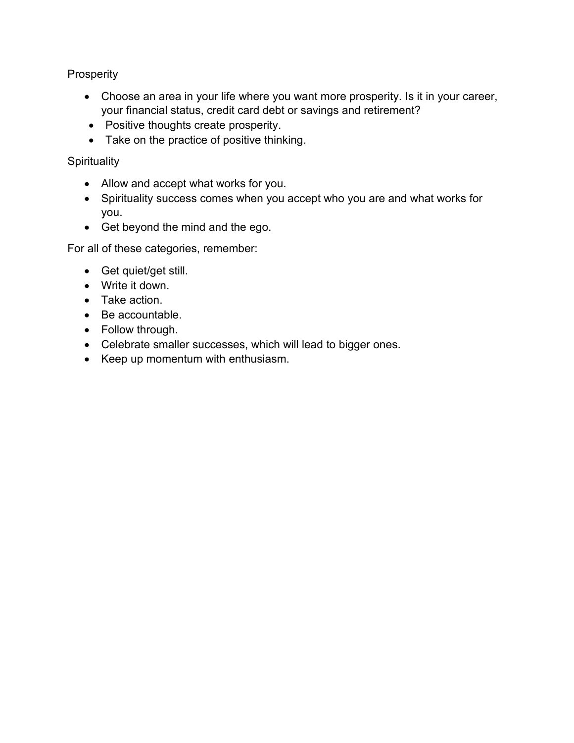Prosperity

- Choose an area in your life where you want more prosperity. Is it in your career, your financial status, credit card debt or savings and retirement?
- Positive thoughts create prosperity.
- Take on the practice of positive thinking.

Spirituality

- Allow and accept what works for you.
- Spirituality success comes when you accept who you are and what works for you.
- Get beyond the mind and the ego.

For all of these categories, remember:

- Get quiet/get still.
- Write it down.
- Take action.
- Be accountable.
- Follow through.
- Celebrate smaller successes, which will lead to bigger ones.
- Keep up momentum with enthusiasm.